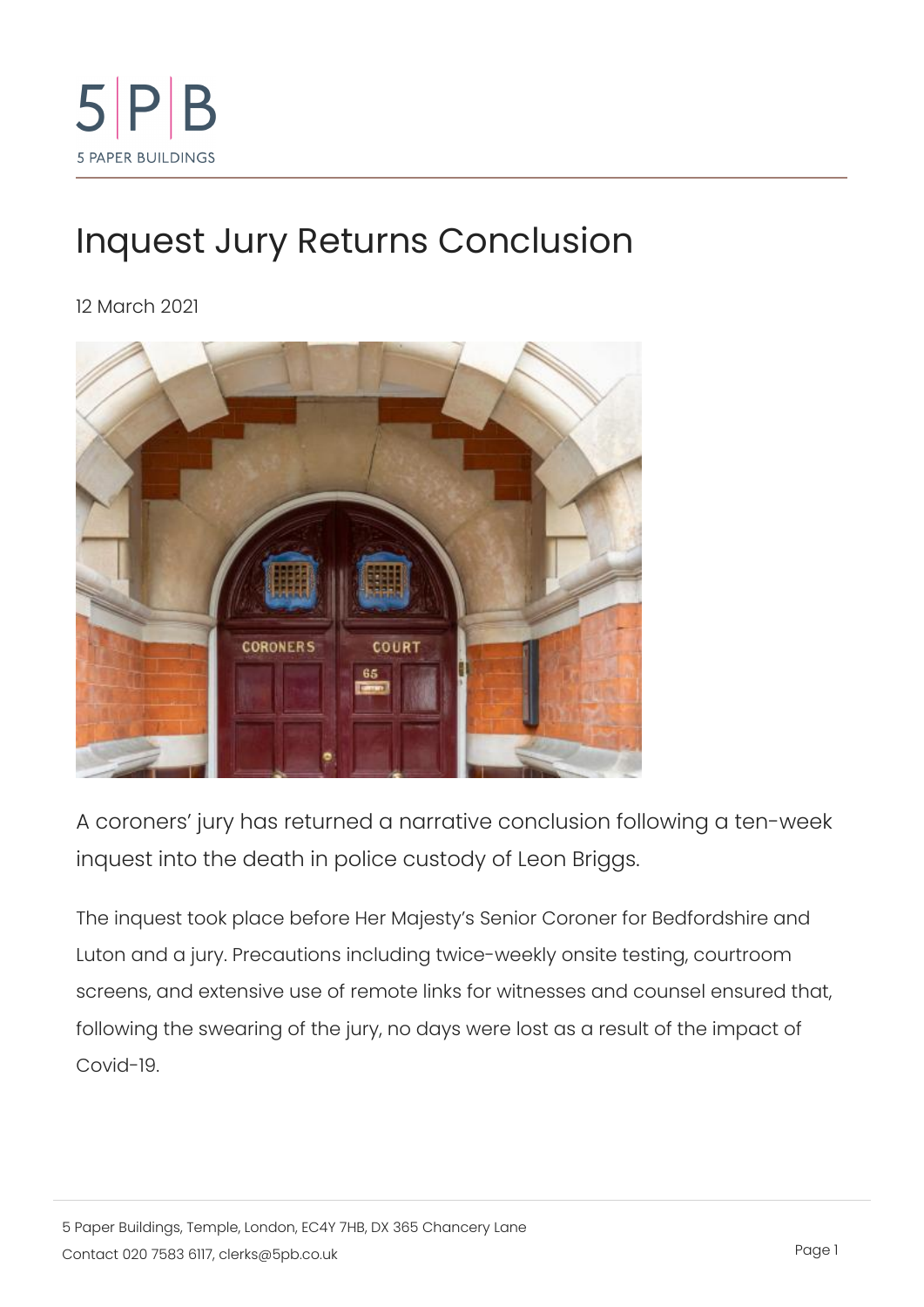# Inquest Jury Returns Conclusion

12 March 2021

A coroners' jury has returned a narrative conclusion following a ten-week inquest into the death in police custody of Leon Briggs.

The inquest took place before Her Majesty's Senior Coroner for Bedfordshire and Luton and a jury. Precautions including twice-weekly onsite testing, courtroom screens, and extensive use of remote links for witnesses and counsel ensured that, following the swearing of the jury, no days were lost as a result of the impact of Covid-19.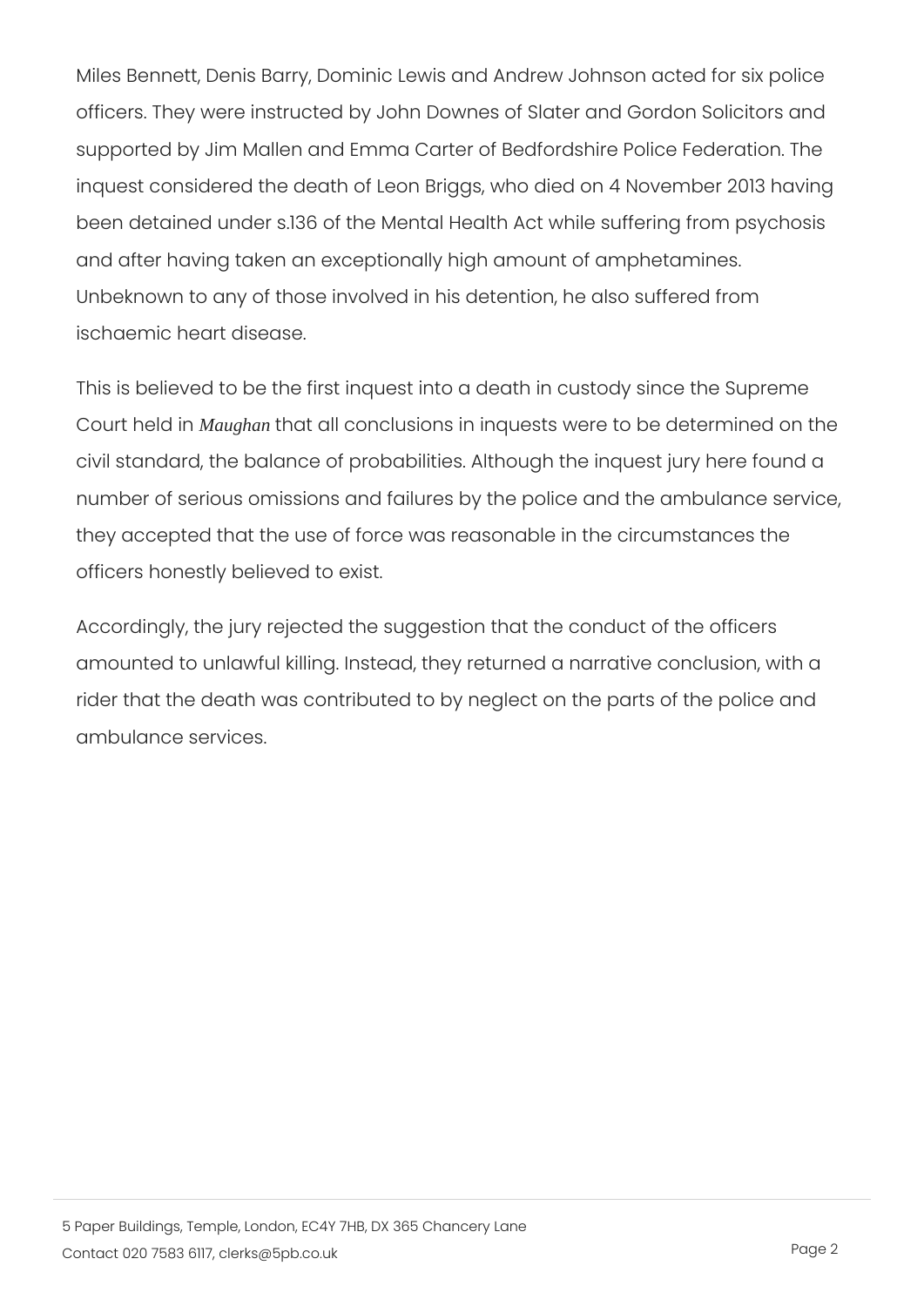Miles Bennett, Denis Barry, Dominic Lewis and Andrew Johnson acted for six police officers. They were instructed by John Downes of Slater and Gordon Solicitors and supported by Jim Mallen and Emma Carter of Bedfordshire Police Federation. The inquest considered the death of Leon Briggs, who died on 4 November 2013 having been detained under s.136 of the Mental Health Act while suffering from psychosis and after having taken an exceptionally high amount of amphetamines. Unbeknown to any of those involved in his detention, he also suffered from ischaemic heart disease.

This is believed to be the first inquest into a death in custody since the Supreme Court held in *Maughan* that all conclusions in inquests were to be determined on the civil standard, the balance of probabilities. Although the inquest jury here found a number of serious omissions and failures by the police and the ambulance service, they accepted that the use of force was reasonable in the circumstances the officers honestly believed to exist.

Accordingly, the jury rejected the suggestion that the conduct of the officers amounted to unlawful killing. Instead, they returned a narrative conclusion, with a rider that the death was contributed to by neglect on the parts of the police and ambulance services.